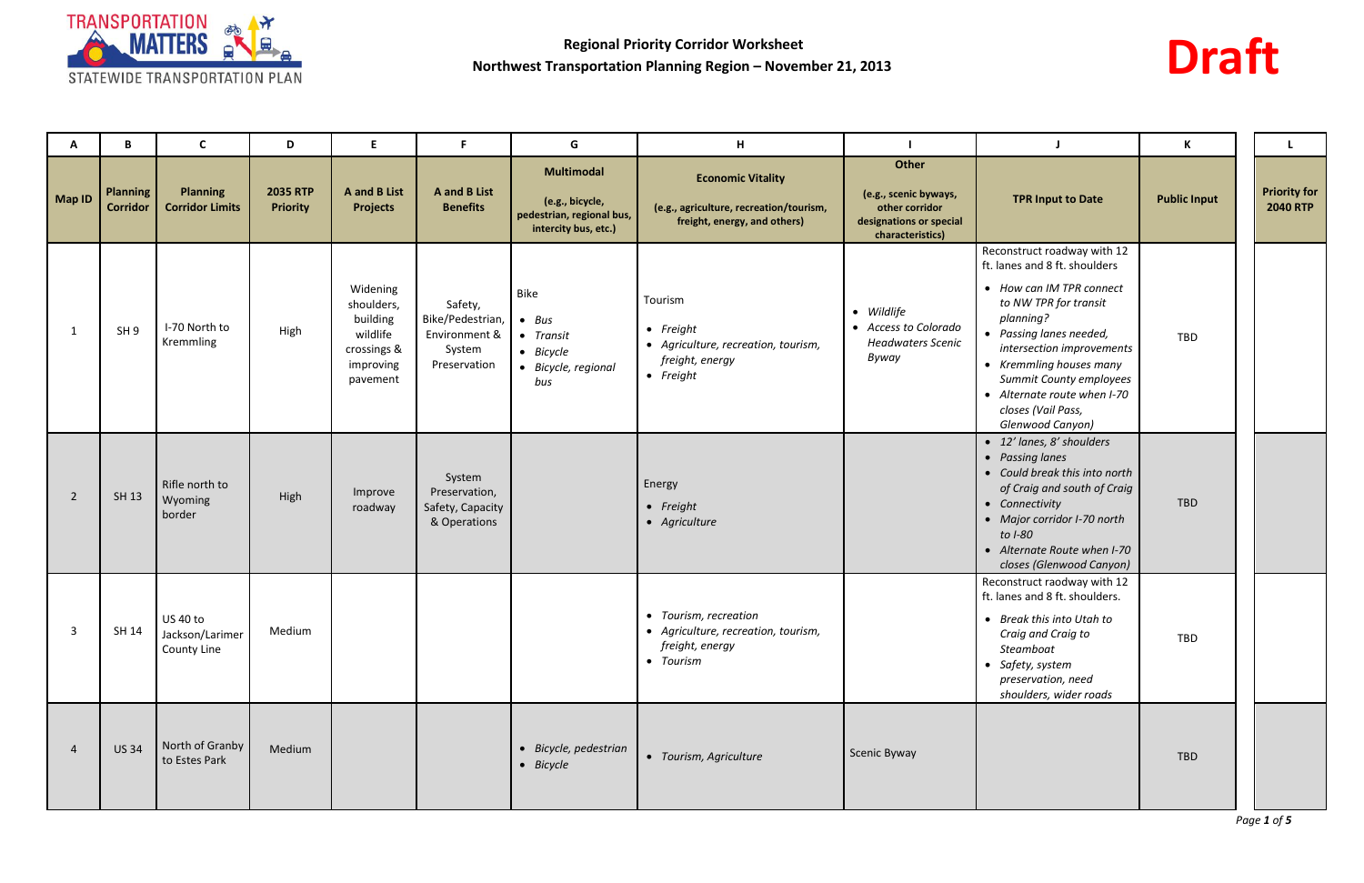**Regional Priority Corridor Worksheet**
**Northwest Transportation Planning Region – November 21, 2013**

**Draft**

| A | B | C | D | E | F | G | H | I | J | K | L |
|---|---|---|---|---|---|---|---|---|---|---|---|
| **Map ID** | **Planning Corridor** | **Planning Corridor Limits** | **2035 RTP Priority** | **A and B List Projects** | **A and B List Benefits** | **Multimodal** (e.g., bicycle, pedestrian, regional bus, intercity bus, etc.) | **Economic Vitality** (e.g., agriculture, recreation/tourism, freight, energy, and others) | **Other** (e.g., scenic byways, other corridor designations or special characteristics) | **TPR Input to Date** | **Public Input** | **Priority for 2040 RTP** |
| 1 | SH 9 | I-70 North to Kremmling | High | Widening shoulders, building wildlife crossings & improving pavement | Safety, Bike/Pedestrian, Environment & System Preservation | Bike<br>• *Bus*<br>• *Transit*<br>• *Bicycle*<br>• *Bicycle, regional bus* | Tourism<br>• *Freight*<br>• *Agriculture, recreation, tourism, freight, energy*<br>• *Freight* | • *Wildlife*<br>• *Access to Colorado Headwaters Scenic Byway* | Reconstruct roadway with 12 ft. lanes and 8 ft. shoulders<br>• *How can IM TPR connect to NW TPR for transit planning?*<br>• *Passing lanes needed, intersection improvements*<br>• *Kremmling houses many Summit County employees*<br>• *Alternate route when I-70 closes (Vail Pass, Glenwood Canyon)* | TBD | |
| 2 | SH 13 | Rifle north to Wyoming border | High | Improve roadway | System Preservation, Safety, Capacity & Operations | | Energy<br>• *Freight*<br>• *Agriculture* | | • *12' lanes, 8' shoulders*<br>• *Passing lanes*<br>• *Could break this into north of Craig and south of Craig*<br>• *Connectivity*<br>• *Major corridor I-70 north to I-80*<br>• *Alternate Route when I-70 closes (Glenwood Canyon)* | TBD | |
| 3 | SH 14 | US 40 to Jackson/Larimer County Line | Medium | | | | • *Tourism, recreation*<br>• *Agriculture, recreation, tourism, freight, energy*<br>• *Tourism* | | Reconstruct roadway with 12 ft. lanes and 8 ft. shoulders.<br>• *Break this into Utah to Craig and Craig to Steamboat*<br>• *Safety, system preservation, need shoulders, wider roads* | TBD | |
| 4 | US 34 | North of Granby to Estes Park | Medium | | | • *Bicycle, pedestrian*<br>• *Bicycle* | • *Tourism, Agriculture* | Scenic Byway | | TBD | |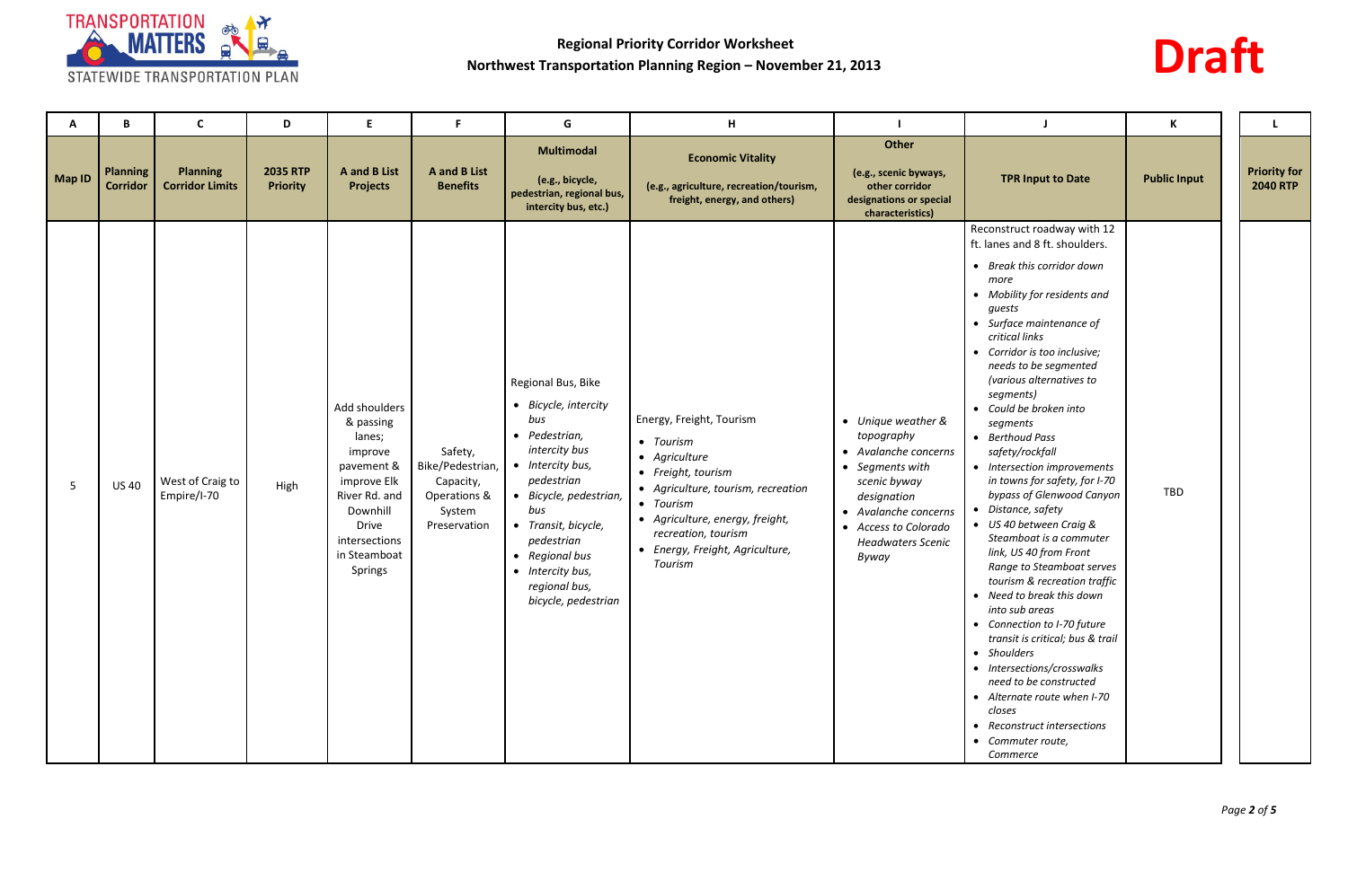**Regional Priority Corridor Worksheet**
**Northwest Transportation Planning Region – November 21, 2013**

**Draft**

| A | B | C | D | E | F | G | H | I | J | K | L |
|---|---|---|---|---|---|---|---|---|---|---|---|
| **Map ID** | **Planning Corridor** | **Planning Corridor Limits** | **2035 RTP Priority** | **A and B List Projects** | **A and B List Benefits** | **Multimodal** (e.g., bicycle, pedestrian, regional bus, intercity bus, etc.) | **Economic Vitality** (e.g., agriculture, recreation/tourism, freight, energy, and others) | **Other** (e.g., scenic byways, other corridor designations or special characteristics) | **TPR Input to Date** | **Public Input** | **Priority for 2040 RTP** |
| 5 | US 40 | West of Craig to Empire/I-70 | High | Add shoulders & passing lanes; improve pavement & improve Elk River Rd. and Downhill Drive intersections in Steamboat Springs | Safety, Bike/Pedestrian, Capacity, Operations & System Preservation | Regional Bus, Bike<br>• *Bicycle, intercity bus*<br>• *Pedestrian, intercity bus*<br>• *Intercity bus, pedestrian*<br>• *Bicycle, pedestrian, bus*<br>• *Transit, bicycle, pedestrian*<br>• *Regional bus*<br>• *Intercity bus, regional bus, bicycle, pedestrian* | Energy, Freight, Tourism<br>• *Tourism*<br>• *Agriculture*<br>• *Freight, tourism*<br>• *Agriculture, tourism, recreation*<br>• *Tourism*<br>• *Agriculture, energy, freight, recreation, tourism*<br>• *Energy, Freight, Agriculture, Tourism* | • *Unique weather & topography*<br>• *Avalanche concerns*<br>• *Segments with scenic byway designation*<br>• *Avalanche concerns*<br>• *Access to Colorado Headwaters Scenic Byway* | Reconstruct roadway with 12 ft. lanes and 8 ft. shoulders.<br>• *Break this corridor down more*<br>• *Mobility for residents and guests*<br>• *Surface maintenance of critical links*<br>• *Corridor is too inclusive; needs to be segmented (various alternatives to segments)*<br>• *Could be broken into segments*<br>• *Berthoud Pass safety/rockfall*<br>• *Intersection improvements in towns for safety, for I-70 bypass of Glenwood Canyon*<br>• *Distance, safety*<br>• *US 40 between Craig & Steamboat is a commuter link, US 40 from Front Range to Steamboat serves tourism & recreation traffic*<br>• *Need to break this down into sub areas*<br>• *Connection to I-70 future transit is critical; bus & trail*<br>• *Shoulders*<br>• *Intersections/crosswalks need to be constructed*<br>• *Alternate route when I-70 closes*<br>• *Reconstruct intersections*<br>• *Commuter route, Commerce* | TBD | |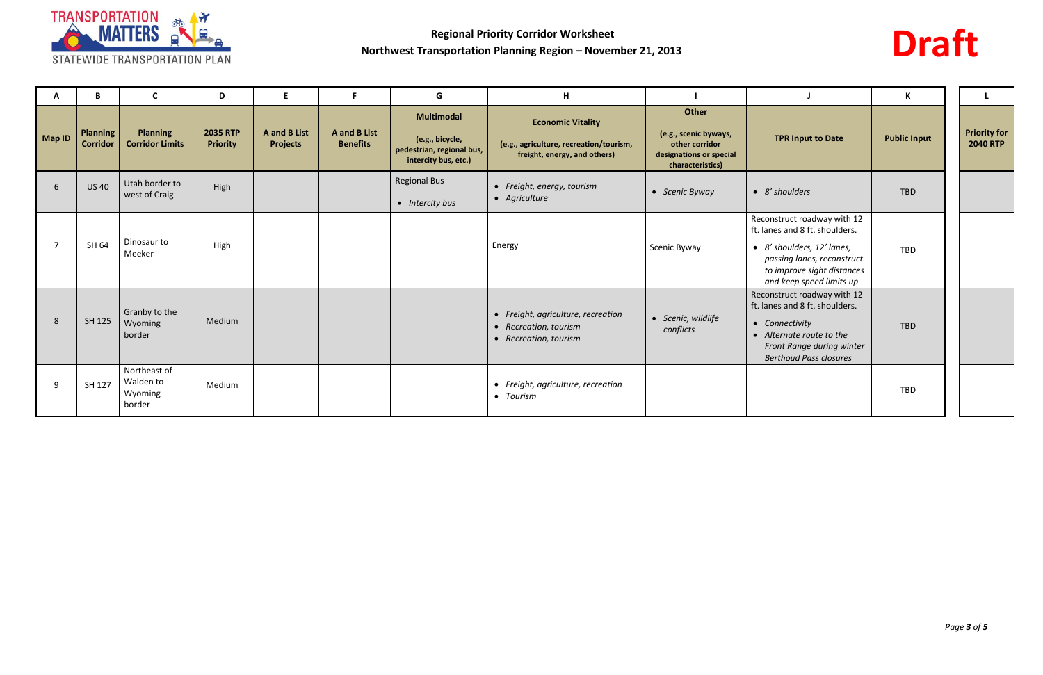**Regional Priority Corridor Worksheet**
**Northwest Transportation Planning Region – November 21, 2013**

**Draft**

| A | B | C | D | E | F | G | H | I | J | K | L |
|---|---|---|---|---|---|---|---|---|---|---|---|
| **Map ID** | **Planning Corridor** | **Planning Corridor Limits** | **2035 RTP Priority** | **A and B List Projects** | **A and B List Benefits** | **Multimodal** (e.g., bicycle, pedestrian, regional bus, intercity bus, etc.) | **Economic Vitality** (e.g., agriculture, recreation/tourism, freight, energy, and others) | **Other** (e.g., scenic byways, other corridor designations or special characteristics) | **TPR Input to Date** | **Public Input** | **Priority for 2040 RTP** |
| 6 | US 40 | Utah border to west of Craig | High | | | Regional Bus<br>• *Intercity bus* | • *Freight, energy, tourism*<br>• *Agriculture* | • *Scenic Byway* | • *8' shoulders* | TBD | |
| 7 | SH 64 | Dinosaur to Meeker | High | | | | Energy | Scenic Byway | Reconstruct roadway with 12 ft. lanes and 8 ft. shoulders.<br>• *8' shoulders, 12' lanes, passing lanes, reconstruct to improve sight distances and keep speed limits up* | TBD | |
| 8 | SH 125 | Granby to the Wyoming border | Medium | | | | • *Freight, agriculture, recreation*<br>• *Recreation, tourism*<br>• *Recreation, tourism* | • *Scenic, wildlife conflicts* | Reconstruct roadway with 12 ft. lanes and 8 ft. shoulders.<br>• *Connectivity*<br>• *Alternate route to the Front Range during winter Berthoud Pass closures* | TBD | |
| 9 | SH 127 | Northeast of Walden to Wyoming border | Medium | | | | • *Freight, agriculture, recreation*<br>• *Tourism* | | | TBD | |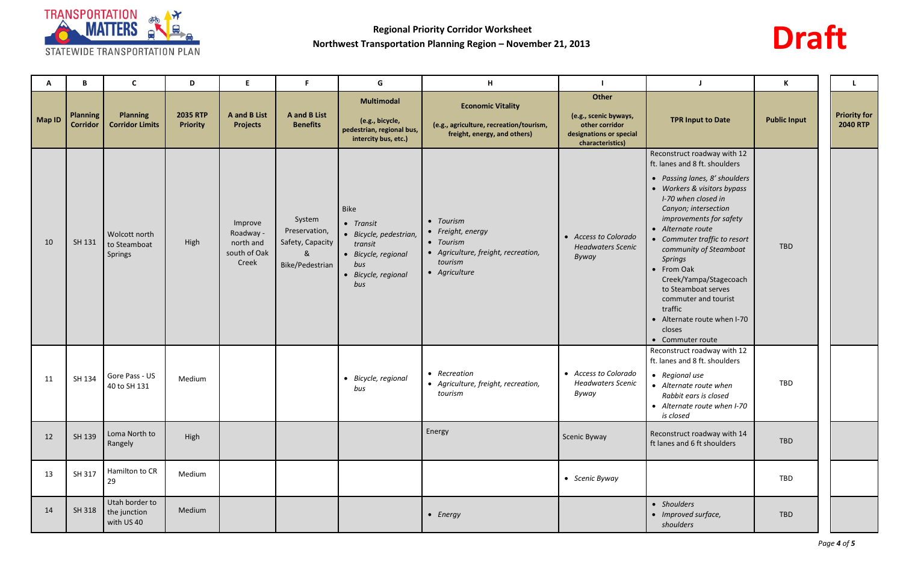**Regional Priority Corridor Worksheet**
**Northwest Transportation Planning Region – November 21, 2013**

**Draft**

| A | B | C | D | E | F | G | H | I | J | K | L |
|---|---|---|---|---|---|---|---|---|---|---|---|
| **Map ID** | **Planning Corridor** | **Planning Corridor Limits** | **2035 RTP Priority** | **A and B List Projects** | **A and B List Benefits** | **Multimodal** (e.g., bicycle, pedestrian, regional bus, intercity bus, etc.) | **Economic Vitality** (e.g., agriculture, recreation/tourism, freight, energy, and others) | **Other** (e.g., scenic byways, other corridor designations or special characteristics) | **TPR Input to Date** | **Public Input** | **Priority for 2040 RTP** |
| 10 | SH 131 | Wolcott north to Steamboat Springs | High | Improve Roadway - north and south of Oak Creek | System Preservation, Safety, Capacity & Bike/Pedestrian | Bike<br>• *Transit*<br>• *Bicycle, pedestrian, transit*<br>• *Bicycle, regional bus*<br>• *Bicycle, regional bus* | • *Tourism*<br>• *Freight, energy*<br>• *Tourism*<br>• *Agriculture, freight, recreation, tourism*<br>• *Agriculture* | • *Access to Colorado Headwaters Scenic Byway* | Reconstruct roadway with 12 ft. lanes and 8 ft. shoulders<br>• *Passing lanes, 8' shoulders*<br>• *Workers & visitors bypass I-70 when closed in Canyon; intersection improvements for safety*<br>• *Alternate route*<br>• *Commuter traffic to resort community of Steamboat Springs*<br>• From Oak Creek/Yampa/Stagecoach to Steamboat serves commuter and tourist traffic<br>• Alternate route when I-70 closes<br>• Commuter route | TBD | |
| 11 | SH 134 | Gore Pass - US 40 to SH 131 | Medium | | | • *Bicycle, regional bus* | • *Recreation*<br>• *Agriculture, freight, recreation, tourism* | • *Access to Colorado Headwaters Scenic Byway* | Reconstruct roadway with 12 ft. lanes and 8 ft. shoulders<br>• *Regional use*<br>• *Alternate route when Rabbit ears is closed*<br>• *Alternate route when I-70 is closed* | TBD | |
| 12 | SH 139 | Loma North to Rangely | High | | | | Energy | Scenic Byway | Reconstruct roadway with 14 ft lanes and 6 ft shoulders | TBD | |
| 13 | SH 317 | Hamilton to CR 29 | Medium | | | | | • *Scenic Byway* | | TBD | |
| 14 | SH 318 | Utah border to the junction with US 40 | Medium | | | | • *Energy* | | • *Shoulders*<br>• *Improved surface, shoulders* | TBD | |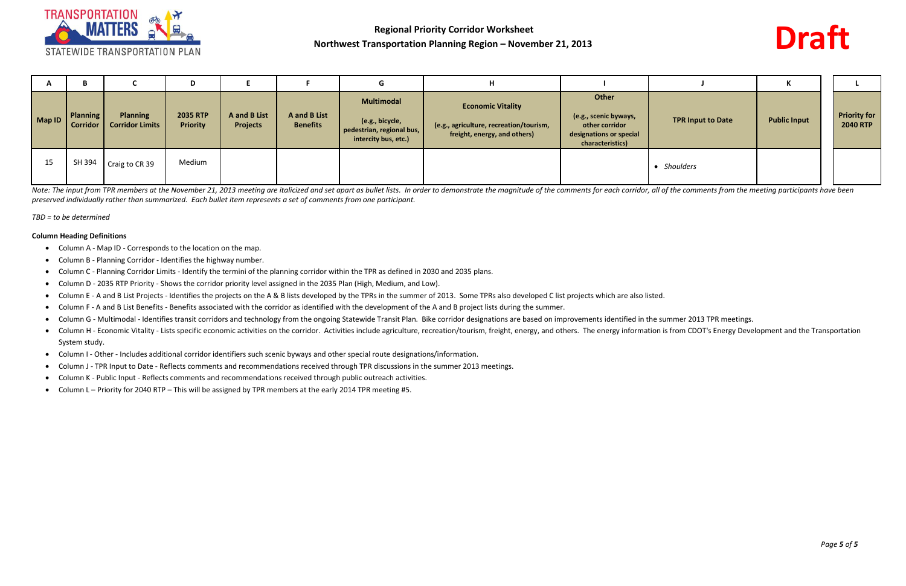**Regional Priority Corridor Worksheet**
**Northwest Transportation Planning Region – November 21, 2013**

**Draft**

| A | B | C | D | E | F | G | H | I | J | K | L |
|---|---|---|---|---|---|---|---|---|---|---|---|
| **Map ID** | **Planning Corridor** | **Planning Corridor Limits** | **2035 RTP Priority** | **A and B List Projects** | **A and B List Benefits** | **Multimodal** (e.g., bicycle, pedestrian, regional bus, intercity bus, etc.) | **Economic Vitality** (e.g., agriculture, recreation/tourism, freight, energy, and others) | **Other** (e.g., scenic byways, other corridor designations or special characteristics) | **TPR Input to Date** | **Public Input** | **Priority for 2040 RTP** |
| 15 | SH 394 | Craig to CR 39 | Medium | | | | | | • *Shoulders* | | |

*Note: The input from TPR members at the November 21, 2013 meeting are italicized and set apart as bullet lists. In order to demonstrate the magnitude of the comments for each corridor, all of the comments from the meeting participants have been preserved individually rather than summarized. Each bullet item represents a set of comments from one participant.*

*TBD = to be determined*

**Column Heading Definitions**

- Column A - Map ID - Corresponds to the location on the map.
- Column B - Planning Corridor - Identifies the highway number.
- Column C - Planning Corridor Limits - Identify the termini of the planning corridor within the TPR as defined in 2030 and 2035 plans.
- Column D - 2035 RTP Priority - Shows the corridor priority level assigned in the 2035 Plan (High, Medium, and Low).
- Column E - A and B List Projects - Identifies the projects on the A & B lists developed by the TPRs in the summer of 2013. Some TPRs also developed C list projects which are also listed.
- Column F - A and B List Benefits - Benefits associated with the corridor as identified with the development of the A and B project lists during the summer.
- Column G - Multimodal - Identifies transit corridors and technology from the ongoing Statewide Transit Plan. Bike corridor designations are based on improvements identified in the summer 2013 TPR meetings.
- Column H - Economic Vitality - Lists specific economic activities on the corridor. Activities include agriculture, recreation/tourism, freight, energy, and others. The energy information is from CDOT's Energy Development and the Transportation System study.
- Column I - Other - Includes additional corridor identifiers such scenic byways and other special route designations/information.
- Column J - TPR Input to Date - Reflects comments and recommendations received through TPR discussions in the summer 2013 meetings.
- Column K - Public Input - Reflects comments and recommendations received through public outreach activities.
- Column L – Priority for 2040 RTP – This will be assigned by TPR members at the early 2014 TPR meeting #5.